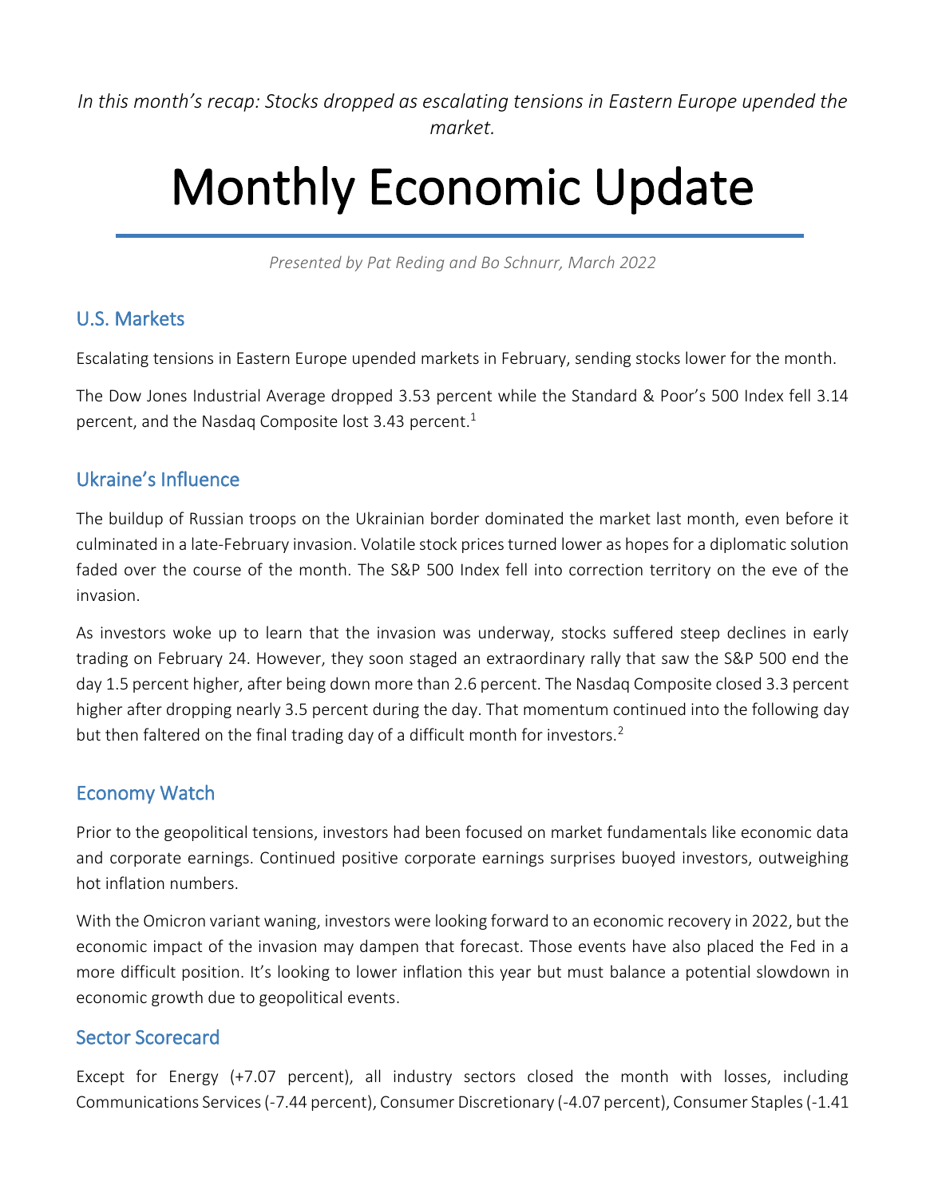*In this month's recap: Stocks dropped as escalating tensions in Eastern Europe upended the market.*

# Monthly Economic Update

*Presented by Pat Reding and Bo Schnurr, March 2022*

## U.S. Markets

Escalating tensions in Eastern Europe upended markets in February, sending stocks lower for the month.

The Dow Jones Industrial Average dropped 3.53 percent while the Standard & Poor's 500 Index fell 3.14 percent, and the Nasdaq Composite lost 3.43 percent.[1]

## Ukraine's Influence

The buildup of Russian troops on the Ukrainian border dominated the market last month, even before it culminated in a late-February invasion. Volatile stock prices turned lower as hopes for a diplomatic solution faded over the course of the month. The S&P 500 Index fell into correction territory on the eve of the invasion.

As investors woke up to learn that the invasion was underway, stocks suffered steep declines in early trading on February 24. However, they soon staged an extraordinary rally that saw the S&P 500 end the day 1.5 percent higher, after being down more than 2.6 percent. The Nasdaq Composite closed 3.3 percent higher after dropping nearly 3.5 percent during the day. That momentum continued into the following day but then faltered on the final trading day of a difficult month for investors.[2]

## Economy Watch

Prior to the geopolitical tensions, investors had been focused on market fundamentals like economic data and corporate earnings. Continued positive corporate earnings surprises buoyed investors, outweighing hot inflation numbers.

With the Omicron variant waning, investors were looking forward to an economic recovery in 2022, but the economic impact of the invasion may dampen that forecast. Those events have also placed the Fed in a more difficult position. It's looking to lower inflation this year but must balance a potential slowdown in economic growth due to geopolitical events.

## Sector Scorecard

Except for Energy (+7.07 percent), all industry sectors closed the month with losses, including Communications Services (-7.44 percent), Consumer Discretionary (-4.07 percent), Consumer Staples (-1.41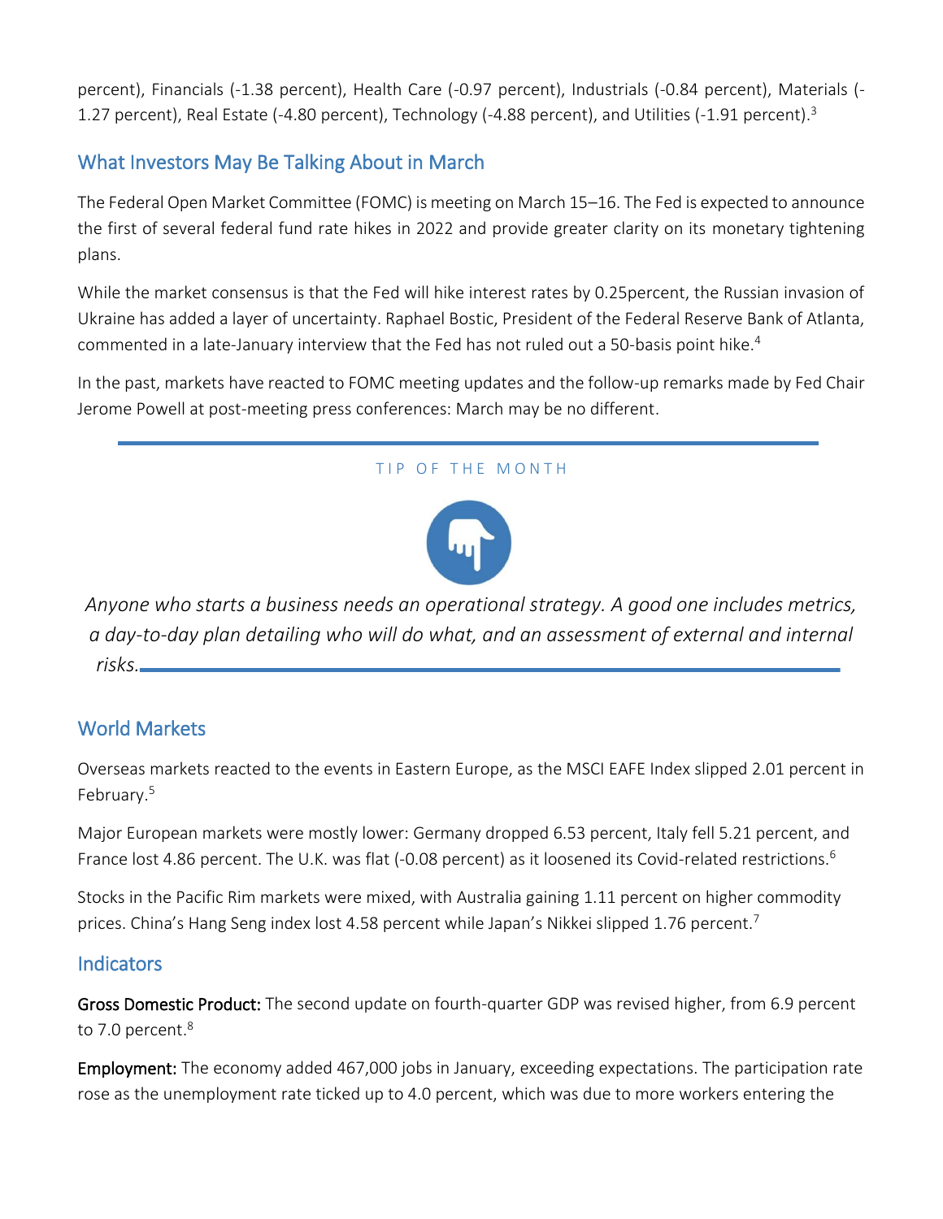percent), Financials (-1.38 percent), Health Care (-0.97 percent), Industrials (-0.84 percent), Materials (-1.27 percent), Real Estate (-4.80 percent), Technology (-4.88 percent), and Utilities (-1.91 percent).[3]

## What Investors May Be Talking About in March

The Federal Open Market Committee (FOMC) is meeting on March 15–16. The Fed is expected to announce the first of several federal fund rate hikes in 2022 and provide greater clarity on its monetary tightening plans.

While the market consensus is that the Fed will hike interest rates by 0.25percent, the Russian invasion of Ukraine has added a layer of uncertainty. Raphael Bostic, President of the Federal Reserve Bank of Atlanta, commented in a late-January interview that the Fed has not ruled out a 50-basis point hike.[4]

In the past, markets have reacted to FOMC meeting updates and the follow-up remarks made by Fed Chair Jerome Powell at post-meeting press conferences: March may be no different.

---

TIP OF THE MONTH

*Anyone who starts a business needs an operational strategy. A good one includes metrics, a day-to-day plan detailing who will do what, and an assessment of external and internal risks.*

---

## World Markets

Overseas markets reacted to the events in Eastern Europe, as the MSCI EAFE Index slipped 2.01 percent in February.[5]

Major European markets were mostly lower: Germany dropped 6.53 percent, Italy fell 5.21 percent, and France lost 4.86 percent. The U.K. was flat (-0.08 percent) as it loosened its Covid-related restrictions.[6]

Stocks in the Pacific Rim markets were mixed, with Australia gaining 1.11 percent on higher commodity prices. China's Hang Seng index lost 4.58 percent while Japan's Nikkei slipped 1.76 percent.[7]

## Indicators

**Gross Domestic Product:** The second update on fourth-quarter GDP was revised higher, from 6.9 percent to 7.0 percent.[8]

**Employment:** The economy added 467,000 jobs in January, exceeding expectations. The participation rate rose as the unemployment rate ticked up to 4.0 percent, which was due to more workers entering the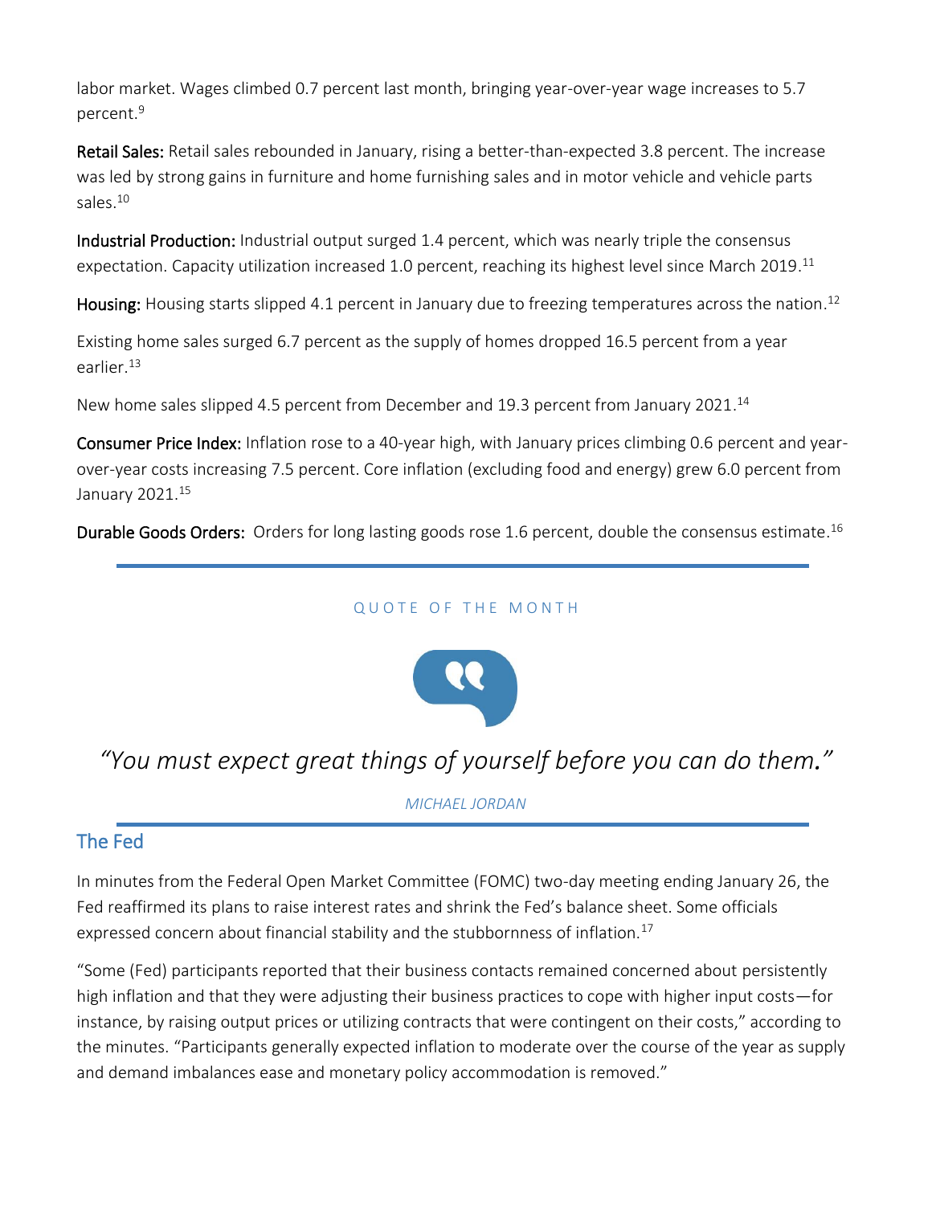labor market. Wages climbed 0.7 percent last month, bringing year-over-year wage increases to 5.7 percent.[9]

**Retail Sales:** Retail sales rebounded in January, rising a better-than-expected 3.8 percent. The increase was led by strong gains in furniture and home furnishing sales and in motor vehicle and vehicle parts sales.[10]

**Industrial Production:** Industrial output surged 1.4 percent, which was nearly triple the consensus expectation. Capacity utilization increased 1.0 percent, reaching its highest level since March 2019.[11]

**Housing:** Housing starts slipped 4.1 percent in January due to freezing temperatures across the nation.[12]

Existing home sales surged 6.7 percent as the supply of homes dropped 16.5 percent from a year earlier.[13]

New home sales slipped 4.5 percent from December and 19.3 percent from January 2021.[14]

**Consumer Price Index:** Inflation rose to a 40-year high, with January prices climbing 0.6 percent and year-over-year costs increasing 7.5 percent. Core inflation (excluding food and energy) grew 6.0 percent from January 2021.[15]

**Durable Goods Orders:** Orders for long lasting goods rose 1.6 percent, double the consensus estimate.[16]

---

QUOTE OF THE MONTH

*"You must expect great things of yourself before you can do them."*

*MICHAEL JORDAN*

---

## The Fed

In minutes from the Federal Open Market Committee (FOMC) two-day meeting ending January 26, the Fed reaffirmed its plans to raise interest rates and shrink the Fed's balance sheet. Some officials expressed concern about financial stability and the stubbornness of inflation.[17]

"Some (Fed) participants reported that their business contacts remained concerned about persistently high inflation and that they were adjusting their business practices to cope with higher input costs—for instance, by raising output prices or utilizing contracts that were contingent on their costs," according to the minutes. "Participants generally expected inflation to moderate over the course of the year as supply and demand imbalances ease and monetary policy accommodation is removed."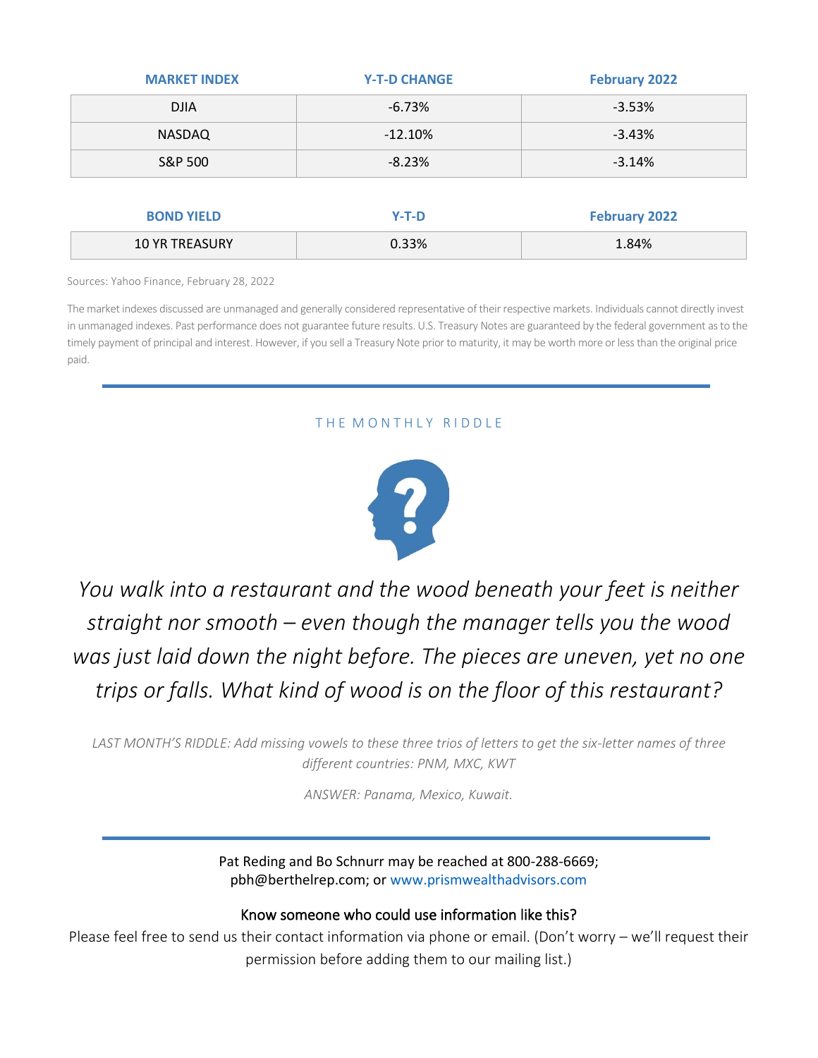| MARKET INDEX | Y-T-D CHANGE | February 2022 |
|---|---|---|
| DJIA | -6.73% | -3.53% |
| NASDAQ | -12.10% | -3.43% |
| S&P 500 | -8.23% | -3.14% |

| BOND YIELD | Y-T-D | February 2022 |
|---|---|---|
| 10 YR TREASURY | 0.33% | 1.84% |

Sources: Yahoo Finance, February 28, 2022

The market indexes discussed are unmanaged and generally considered representative of their respective markets. Individuals cannot directly invest in unmanaged indexes. Past performance does not guarantee future results. U.S. Treasury Notes are guaranteed by the federal government as to the timely payment of principal and interest. However, if you sell a Treasury Note prior to maturity, it may be worth more or less than the original price paid.

## THE MONTHLY RIDDLE

*You walk into a restaurant and the wood beneath your feet is neither straight nor smooth – even though the manager tells you the wood was just laid down the night before. The pieces are uneven, yet no one trips or falls. What kind of wood is on the floor of this restaurant?*

*LAST MONTH'S RIDDLE: Add missing vowels to these three trios of letters to get the six-letter names of three different countries: PNM, MXC, KWT*

*ANSWER: Panama, Mexico, Kuwait.*

Pat Reding and Bo Schnurr may be reached at 800-288-6669; pbh@berthelrep.com; or www.prismwealthadvisors.com

Know someone who could use information like this?

Please feel free to send us their contact information via phone or email. (Don't worry – we'll request their permission before adding them to our mailing list.)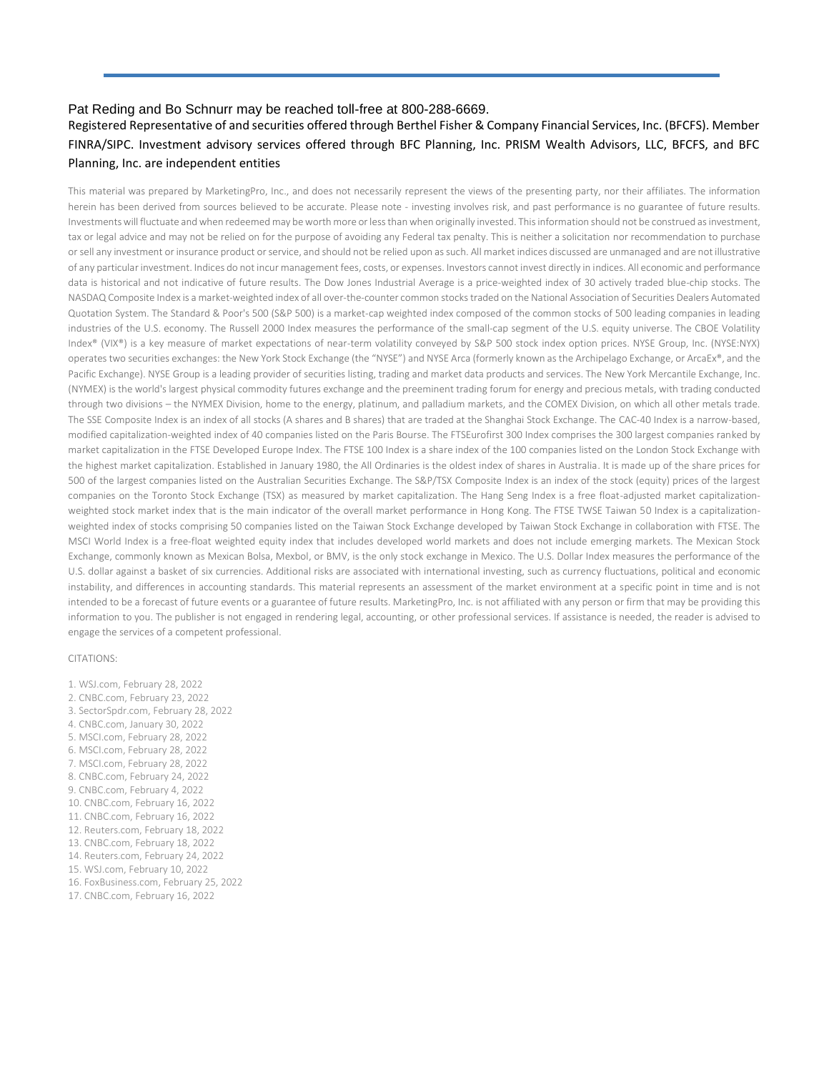Pat Reding and Bo Schnurr may be reached toll-free at 800-288-6669.

Registered Representative of and securities offered through Berthel Fisher & Company Financial Services, Inc. (BFCFS). Member FINRA/SIPC. Investment advisory services offered through BFC Planning, Inc. PRISM Wealth Advisors, LLC, BFCFS, and BFC Planning, Inc. are independent entities

This material was prepared by MarketingPro, Inc., and does not necessarily represent the views of the presenting party, nor their affiliates. The information herein has been derived from sources believed to be accurate. Please note - investing involves risk, and past performance is no guarantee of future results. Investments will fluctuate and when redeemed may be worth more or less than when originally invested. This information should not be construed as investment, tax or legal advice and may not be relied on for the purpose of avoiding any Federal tax penalty. This is neither a solicitation nor recommendation to purchase or sell any investment or insurance product or service, and should not be relied upon as such. All market indices discussed are unmanaged and are not illustrative of any particular investment. Indices do not incur management fees, costs, or expenses. Investors cannot invest directly in indices. All economic and performance data is historical and not indicative of future results. The Dow Jones Industrial Average is a price-weighted index of 30 actively traded blue-chip stocks. The NASDAQ Composite Index is a market-weighted index of all over-the-counter common stocks traded on the National Association of Securities Dealers Automated Quotation System. The Standard & Poor's 500 (S&P 500) is a market-cap weighted index composed of the common stocks of 500 leading companies in leading industries of the U.S. economy. The Russell 2000 Index measures the performance of the small-cap segment of the U.S. equity universe. The CBOE Volatility Index® (VIX®) is a key measure of market expectations of near-term volatility conveyed by S&P 500 stock index option prices. NYSE Group, Inc. (NYSE:NYX) operates two securities exchanges: the New York Stock Exchange (the "NYSE") and NYSE Arca (formerly known as the Archipelago Exchange, or ArcaEx®, and the Pacific Exchange). NYSE Group is a leading provider of securities listing, trading and market data products and services. The New York Mercantile Exchange, Inc. (NYMEX) is the world's largest physical commodity futures exchange and the preeminent trading forum for energy and precious metals, with trading conducted through two divisions – the NYMEX Division, home to the energy, platinum, and palladium markets, and the COMEX Division, on which all other metals trade. The SSE Composite Index is an index of all stocks (A shares and B shares) that are traded at the Shanghai Stock Exchange. The CAC-40 Index is a narrow-based, modified capitalization-weighted index of 40 companies listed on the Paris Bourse. The FTSEurofirst 300 Index comprises the 300 largest companies ranked by market capitalization in the FTSE Developed Europe Index. The FTSE 100 Index is a share index of the 100 companies listed on the London Stock Exchange with the highest market capitalization. Established in January 1980, the All Ordinaries is the oldest index of shares in Australia. It is made up of the share prices for 500 of the largest companies listed on the Australian Securities Exchange. The S&P/TSX Composite Index is an index of the stock (equity) prices of the largest companies on the Toronto Stock Exchange (TSX) as measured by market capitalization. The Hang Seng Index is a free float-adjusted market capitalization-weighted stock market index that is the main indicator of the overall market performance in Hong Kong. The FTSE TWSE Taiwan 50 Index is a capitalization-weighted index of stocks comprising 50 companies listed on the Taiwan Stock Exchange developed by Taiwan Stock Exchange in collaboration with FTSE. The MSCI World Index is a free-float weighted equity index that includes developed world markets and does not include emerging markets. The Mexican Stock Exchange, commonly known as Mexican Bolsa, Mexbol, or BMV, is the only stock exchange in Mexico. The U.S. Dollar Index measures the performance of the U.S. dollar against a basket of six currencies. Additional risks are associated with international investing, such as currency fluctuations, political and economic instability, and differences in accounting standards. This material represents an assessment of the market environment at a specific point in time and is not intended to be a forecast of future events or a guarantee of future results. MarketingPro, Inc. is not affiliated with any person or firm that may be providing this information to you. The publisher is not engaged in rendering legal, accounting, or other professional services. If assistance is needed, the reader is advised to engage the services of a competent professional.

CITATIONS:

1. WSJ.com, February 28, 2022
2. CNBC.com, February 23, 2022
3. SectorSpdr.com, February 28, 2022
4. CNBC.com, January 30, 2022
5. MSCI.com, February 28, 2022
6. MSCI.com, February 28, 2022
7. MSCI.com, February 28, 2022
8. CNBC.com, February 24, 2022
9. CNBC.com, February 4, 2022
10. CNBC.com, February 16, 2022
11. CNBC.com, February 16, 2022
12. Reuters.com, February 18, 2022
13. CNBC.com, February 18, 2022
14. Reuters.com, February 24, 2022
15. WSJ.com, February 10, 2022
16. FoxBusiness.com, February 25, 2022
17. CNBC.com, February 16, 2022